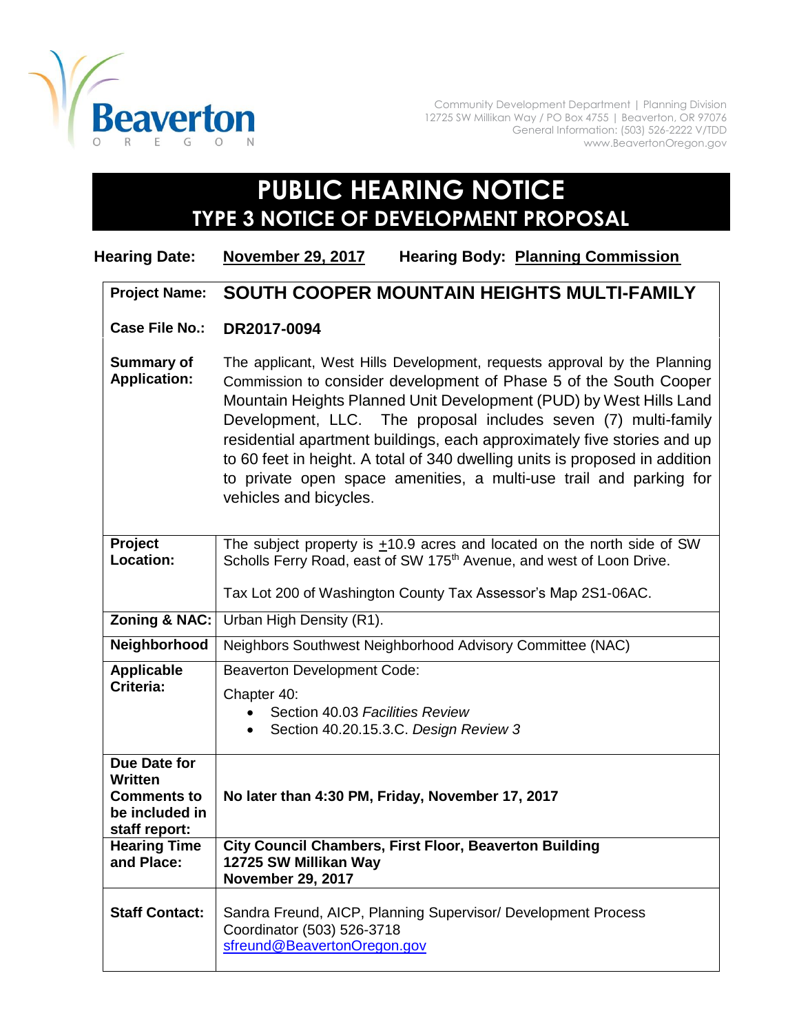Beaverton
OREGON

Community Development Department | Planning Division
12725 SW Millikan Way / PO Box 4755 | Beaverton, OR 97076
General Information: (503) 526-2222 V/TDD
www.BeavertonOregon.gov

# PUBLIC HEARING NOTICE
## TYPE 3 NOTICE OF DEVELOPMENT PROPOSAL

**Hearing Date:** **November 29, 2017** **Hearing Body:** **Planning Commission**

| | |
|---|---|
| **Project Name:** | **SOUTH COOPER MOUNTAIN HEIGHTS MULTI-FAMILY** |
| **Case File No.:** | **DR2017-0094** |
| **Summary of Application:** | The applicant, West Hills Development, requests approval by the Planning Commission to consider development of Phase 5 of the South Cooper Mountain Heights Planned Unit Development (PUD) by West Hills Land Development, LLC. The proposal includes seven (7) multi-family residential apartment buildings, each approximately five stories and up to 60 feet in height. A total of 340 dwelling units is proposed in addition to private open space amenities, a multi-use trail and parking for vehicles and bicycles. |
| **Project Location:** | The subject property is ±10.9 acres and located on the north side of SW Scholls Ferry Road, east of SW 175th Avenue, and west of Loon Drive.<br><br>Tax Lot 200 of Washington County Tax Assessor's Map 2S1-06AC. |
| **Zoning & NAC:** | Urban High Density (R1). |
| **Neighborhood** | Neighbors Southwest Neighborhood Advisory Committee (NAC) |
| **Applicable Criteria:** | Beaverton Development Code:<br>Chapter 40:<br>• Section 40.03 *Facilities Review*<br>• Section 40.20.15.3.C. *Design Review 3* |
| **Due Date for Written Comments to be included in staff report:** | **No later than 4:30 PM, Friday, November 17, 2017** |
| **Hearing Time and Place:** | **City Council Chambers, First Floor, Beaverton Building**<br>**12725 SW Millikan Way**<br>**November 29, 2017** |
| **Staff Contact:** | Sandra Freund, AICP, Planning Supervisor/ Development Process Coordinator (503) 526-3718<br>sfreund@BeavertonOregon.gov |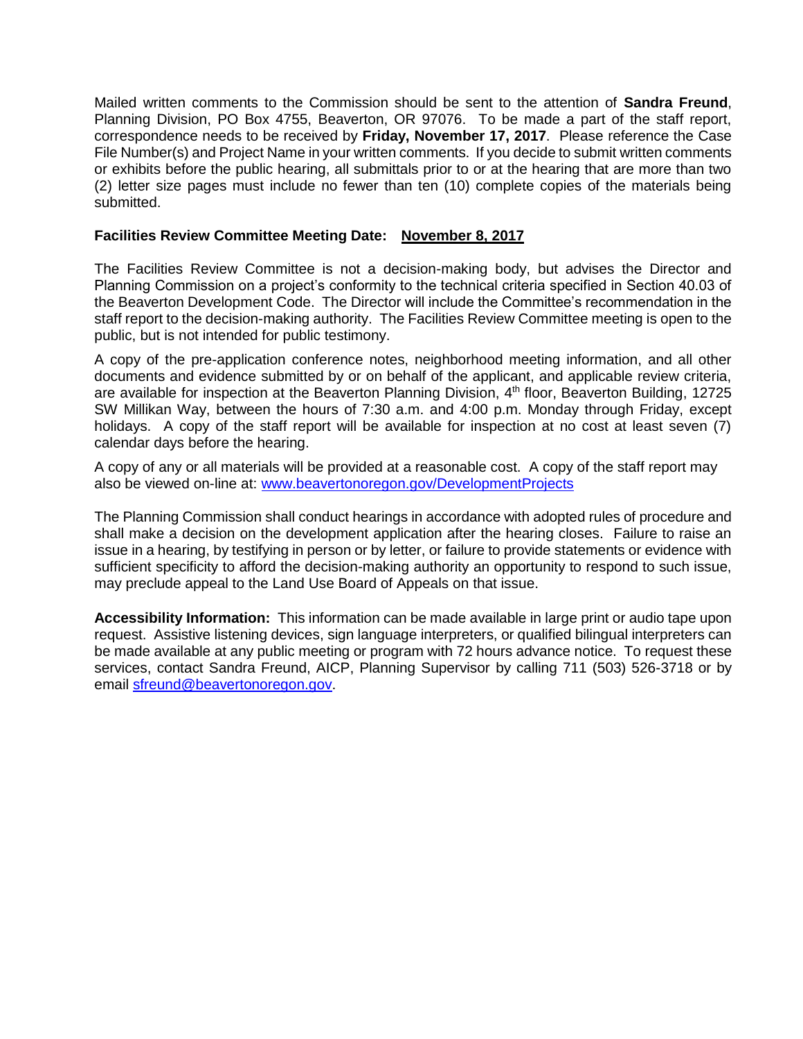Mailed written comments to the Commission should be sent to the attention of **Sandra Freund**, Planning Division, PO Box 4755, Beaverton, OR 97076. To be made a part of the staff report, correspondence needs to be received by **Friday, November 17, 2017**. Please reference the Case File Number(s) and Project Name in your written comments. If you decide to submit written comments or exhibits before the public hearing, all submittals prior to or at the hearing that are more than two (2) letter size pages must include no fewer than ten (10) complete copies of the materials being submitted.

**Facilities Review Committee Meeting Date: <u>November 8, 2017</u>**

The Facilities Review Committee is not a decision-making body, but advises the Director and Planning Commission on a project's conformity to the technical criteria specified in Section 40.03 of the Beaverton Development Code. The Director will include the Committee's recommendation in the staff report to the decision-making authority. The Facilities Review Committee meeting is open to the public, but is not intended for public testimony.

A copy of the pre-application conference notes, neighborhood meeting information, and all other documents and evidence submitted by or on behalf of the applicant, and applicable review criteria, are available for inspection at the Beaverton Planning Division, 4th floor, Beaverton Building, 12725 SW Millikan Way, between the hours of 7:30 a.m. and 4:00 p.m. Monday through Friday, except holidays. A copy of the staff report will be available for inspection at no cost at least seven (7) calendar days before the hearing.

A copy of any or all materials will be provided at a reasonable cost. A copy of the staff report may also be viewed on-line at: www.beavertonoregon.gov/DevelopmentProjects

The Planning Commission shall conduct hearings in accordance with adopted rules of procedure and shall make a decision on the development application after the hearing closes. Failure to raise an issue in a hearing, by testifying in person or by letter, or failure to provide statements or evidence with sufficient specificity to afford the decision-making authority an opportunity to respond to such issue, may preclude appeal to the Land Use Board of Appeals on that issue.

**Accessibility Information:** This information can be made available in large print or audio tape upon request. Assistive listening devices, sign language interpreters, or qualified bilingual interpreters can be made available at any public meeting or program with 72 hours advance notice. To request these services, contact Sandra Freund, AICP, Planning Supervisor by calling 711 (503) 526-3718 or by email sfreund@beavertonoregon.gov.